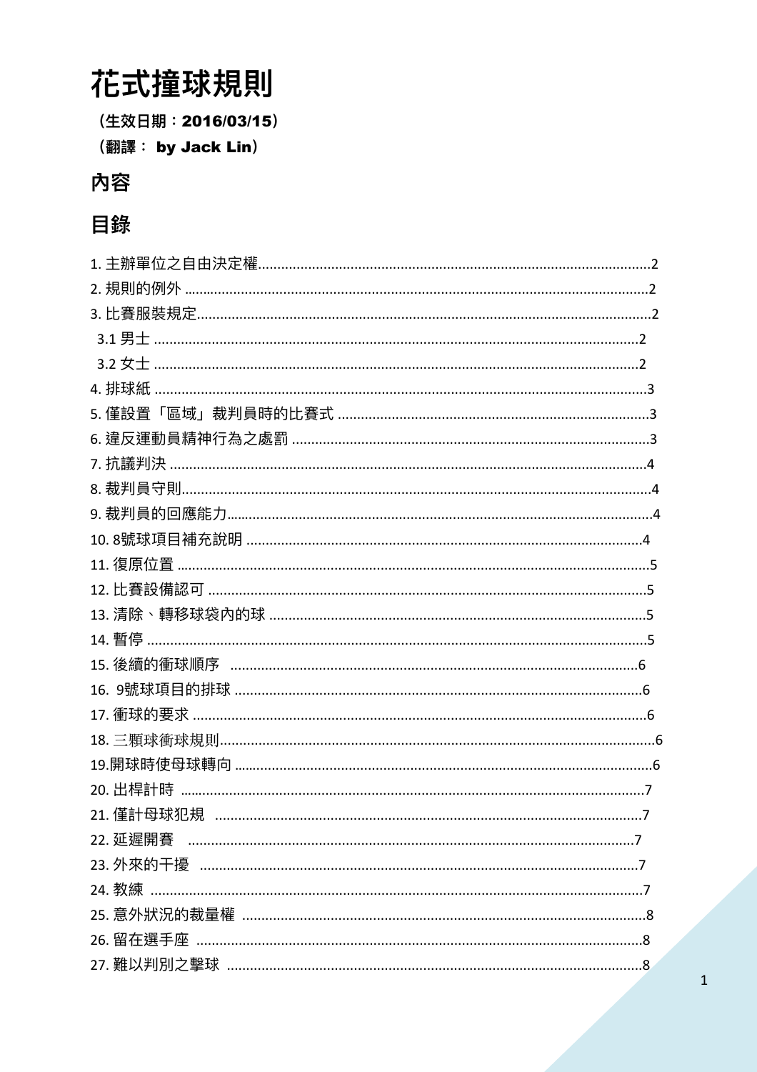# 花式撞球規則

**（生效日期：2016/03/15）**

**（翻譯： by Jack Lin）**

## 內容

## 目錄

1. 主辦單位之自由決定權.....2
2. 規則的例外.....2
3. 比賽服裝規定.....2
   - 3.1 男士.....2
   - 3.2 女士.....2
4. 排球紙.....3
5. 僅設置「區域」裁判員時的比賽式.....3
6. 違反運動員精神行為之處罰.....3
7. 抗議判決.....4
8. 裁判員守則.....4
9. 裁判員的回應能力.....4
10. 8號球項目補充說明.....4
11. 復原位置.....5
12. 比賽設備認可.....5
13. 清除、轉移球袋內的球.....5
14. 暫停.....5
15. 後續的衝球順序.....6
16. 9號球項目的排球.....6
17. 衝球的要求.....6
18. 三顆球衝球規則.....6
19. 開球時使母球轉向.....6
20. 出桿計時.....7
21. 僅計母球犯規.....7
22. 延遲開賽.....7
23. 外來的干擾.....7
24. 教練.....7
25. 意外狀況的裁量權.....8
26. 留在選手座.....8
27. 難以判別之擊球.....8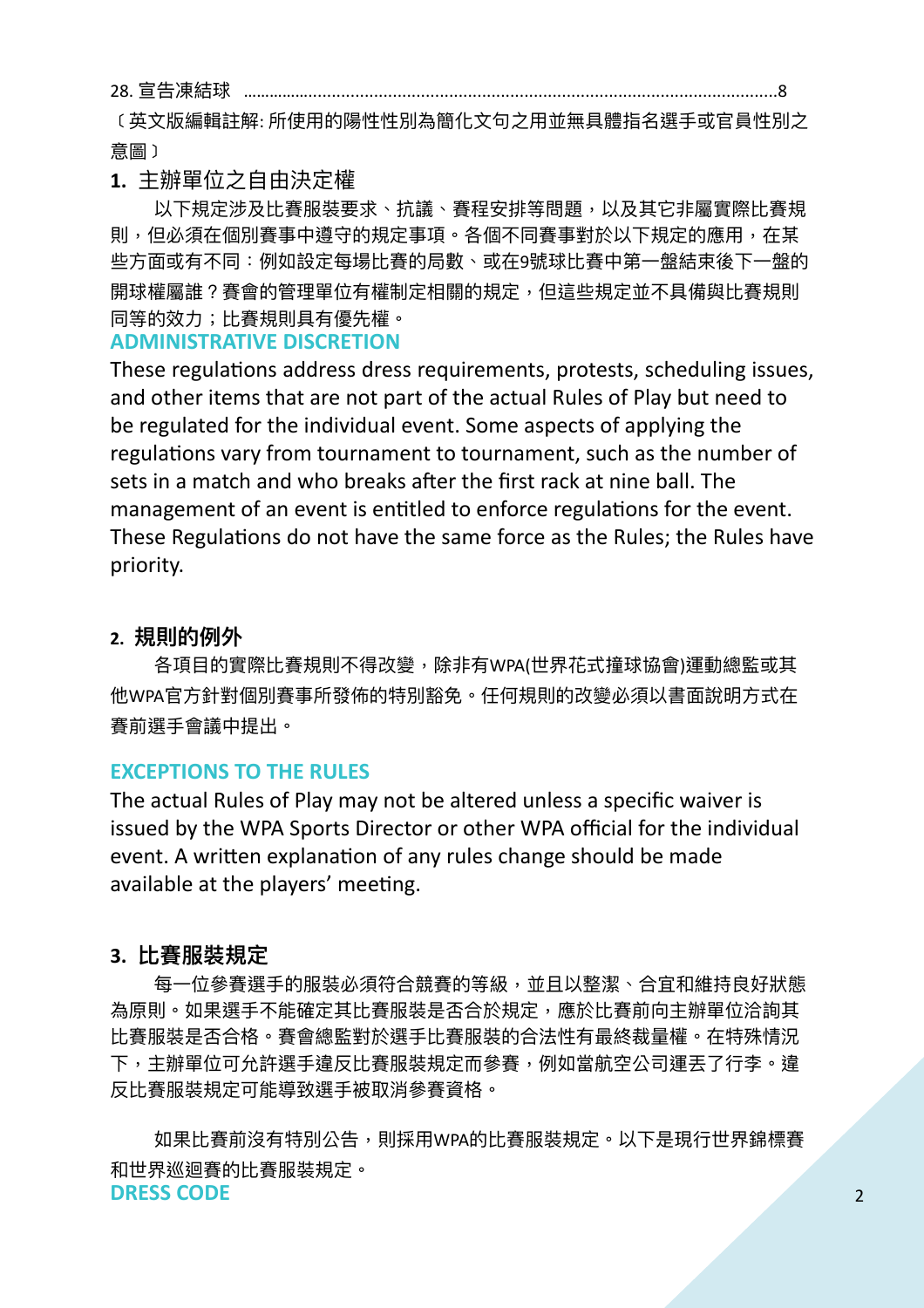28. 宣告凍結球 ......................................................................................................................8

〔英文版編輯註解: 所使用的陽性性別為簡化文句之用並無具體指名選手或官員性別之意圖〕

## 1. 主辦單位之自由決定權

以下規定涉及比賽服裝要求、抗議、賽程安排等問題，以及其它非屬實際比賽規則，但必須在個別賽事中遵守的規定事項。各個不同賽事對於以下規定的應用，在某些方面或有不同：例如設定每場比賽的局數、或在9號球比賽中第一盤結束後下一盤的開球權屬誰？賽會的管理單位有權制定相關的規定，但這些規定並不具備與比賽規則同等的效力；比賽規則具有優先權。

**ADMINISTRATIVE DISCRETION**

These regulations address dress requirements, protests, scheduling issues, and other items that are not part of the actual Rules of Play but need to be regulated for the individual event. Some aspects of applying the regulations vary from tournament to tournament, such as the number of sets in a match and who breaks after the first rack at nine ball. The management of an event is entitled to enforce regulations for the event. These Regulations do not have the same force as the Rules; the Rules have priority.

## 2. 規則的例外

各項目的實際比賽規則不得改變，除非有WPA(世界花式撞球協會)運動總監或其他WPA官方針對個別賽事所發佈的特別豁免。任何規則的改變必須以書面說明方式在賽前選手會議中提出。

**EXCEPTIONS TO THE RULES**

The actual Rules of Play may not be altered unless a specific waiver is issued by the WPA Sports Director or other WPA official for the individual event. A written explanation of any rules change should be made available at the players' meeting.

## 3. 比賽服裝規定

每一位參賽選手的服裝必須符合競賽的等級，並且以整潔、合宜和維持良好狀態為原則。如果選手不能確定其比賽服裝是否合於規定，應於比賽前向主辦單位洽詢其比賽服裝是否合格。賽會總監對於選手比賽服裝的合法性有最終裁量權。在特殊情況下，主辦單位可允許選手違反比賽服裝規定而參賽，例如當航空公司運丟了行李。違反比賽服裝規定可能導致選手被取消參賽資格。

如果比賽前沒有特別公告，則採用WPA的比賽服裝規定。以下是現行世界錦標賽和世界巡迴賽的比賽服裝規定。

**DRESS CODE**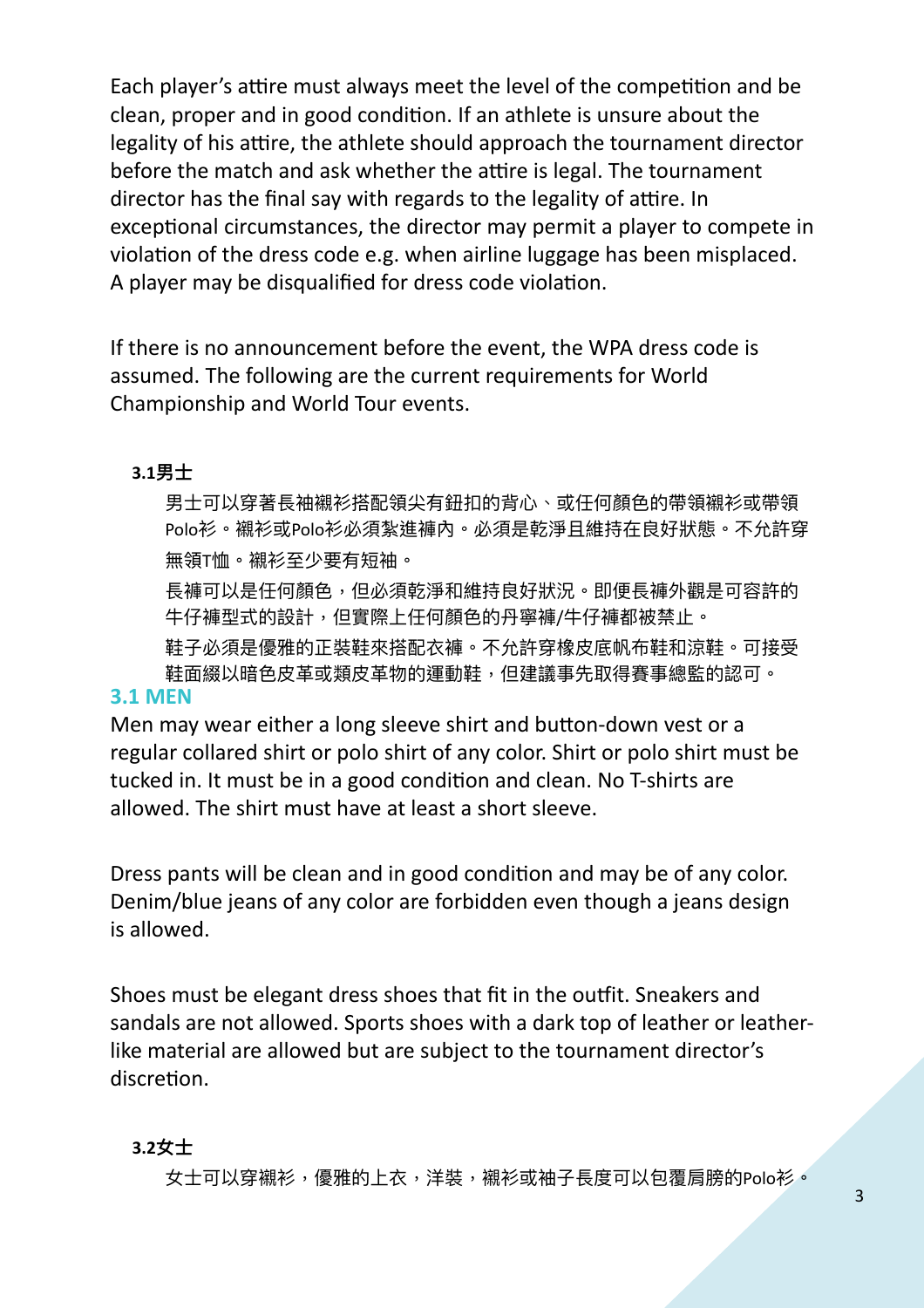Each player's attire must always meet the level of the competition and be clean, proper and in good condition. If an athlete is unsure about the legality of his attire, the athlete should approach the tournament director before the match and ask whether the attire is legal. The tournament director has the final say with regards to the legality of attire. In exceptional circumstances, the director may permit a player to compete in violation of the dress code e.g. when airline luggage has been misplaced. A player may be disqualified for dress code violation.

If there is no announcement before the event, the WPA dress code is assumed. The following are the current requirements for World Championship and World Tour events.

### 3.1男士

男士可以穿著長袖襯衫搭配領尖有鈕扣的背心、或任何顏色的帶領襯衫或帶領Polo衫。襯衫或Polo衫必須紮進褲內。必須是乾淨且維持在良好狀態。不允許穿無領T恤。襯衫至少要有短袖。

長褲可以是任何顏色，但必須乾淨和維持良好狀況。即便長褲外觀是可容許的牛仔褲型式的設計，但實際上任何顏色的丹寧褲/牛仔褲都被禁止。

鞋子必須是優雅的正裝鞋來搭配衣褲。不允許穿橡皮底帆布鞋和涼鞋。可接受鞋面綴以暗色皮革或類皮革物的運動鞋，但建議事先取得賽事總監的認可。

### 3.1 MEN

Men may wear either a long sleeve shirt and button-down vest or a regular collared shirt or polo shirt of any color. Shirt or polo shirt must be tucked in. It must be in a good condition and clean. No T-shirts are allowed. The shirt must have at least a short sleeve.

Dress pants will be clean and in good condition and may be of any color. Denim/blue jeans of any color are forbidden even though a jeans design is allowed.

Shoes must be elegant dress shoes that fit in the outfit. Sneakers and sandals are not allowed. Sports shoes with a dark top of leather or leather-like material are allowed but are subject to the tournament director's discretion.

### 3.2女士

女士可以穿襯衫，優雅的上衣，洋裝，襯衫或袖子長度可以包覆肩膀的Polo衫。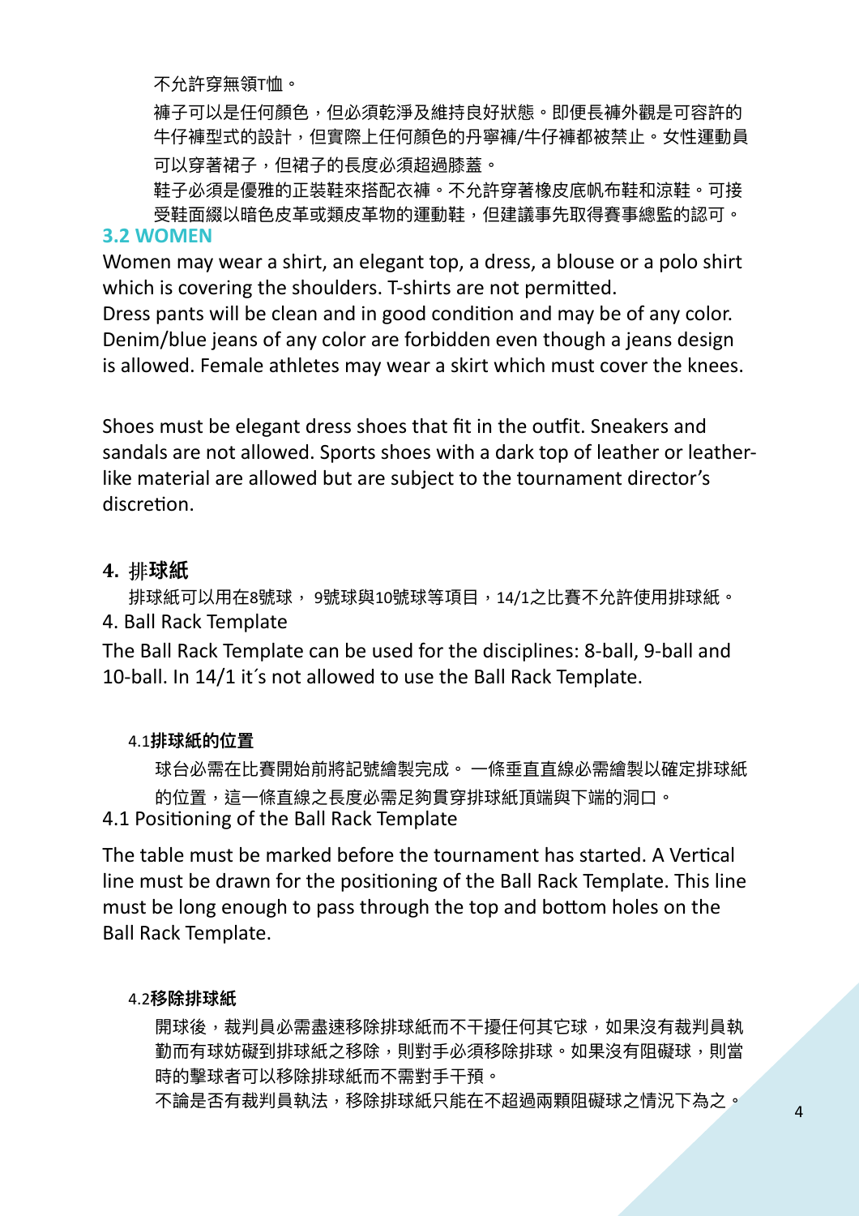不允許穿無領T恤。

褲子可以是任何顏色，但必須乾淨及維持良好狀態。即便長褲外觀是可容許的牛仔褲型式的設計，但實際上任何顏色的丹寧褲/牛仔褲都被禁止。女性運動員可以穿著裙子，但裙子的長度必須超過膝蓋。

鞋子必須是優雅的正裝鞋來搭配衣褲。不允許穿著橡皮底帆布鞋和涼鞋。可接受鞋面綴以暗色皮革或類皮革物的運動鞋，但建議事先取得賽事總監的認可。

### 3.2 WOMEN

Women may wear a shirt, an elegant top, a dress, a blouse or a polo shirt which is covering the shoulders. T-shirts are not permitted.
Dress pants will be clean and in good condition and may be of any color. Denim/blue jeans of any color are forbidden even though a jeans design is allowed. Female athletes may wear a skirt which must cover the knees.

Shoes must be elegant dress shoes that fit in the outfit. Sneakers and sandals are not allowed. Sports shoes with a dark top of leather or leather-like material are allowed but are subject to the tournament director's discretion.

## 4. 排球紙

排球紙可以用在8號球， 9號球與10號球等項目，14/1之比賽不允許使用排球紙。

## 4. Ball Rack Template

The Ball Rack Template can be used for the disciplines: 8-ball, 9-ball and 10-ball. In 14/1 it´s not allowed to use the Ball Rack Template.

### 4.1排球紙的位置

球台必需在比賽開始前將記號繪製完成。 一條垂直直線必需繪製以確定排球紙的位置，這一條直線之長度必需足夠貫穿排球紙頂端與下端的洞口。

### 4.1 Positioning of the Ball Rack Template

The table must be marked before the tournament has started. A Vertical line must be drawn for the positioning of the Ball Rack Template. This line must be long enough to pass through the top and bottom holes on the Ball Rack Template.

### 4.2移除排球紙

開球後，裁判員必需盡速移除排球紙而不干擾任何其它球，如果沒有裁判員執勤而有球妨礙到排球紙之移除，則對手必須移除排球。如果沒有阻礙球，則當時的擊球者可以移除排球紙而不需對手干預。

不論是否有裁判員執法，移除排球紙只能在不超過兩顆阻礙球之情況下為之。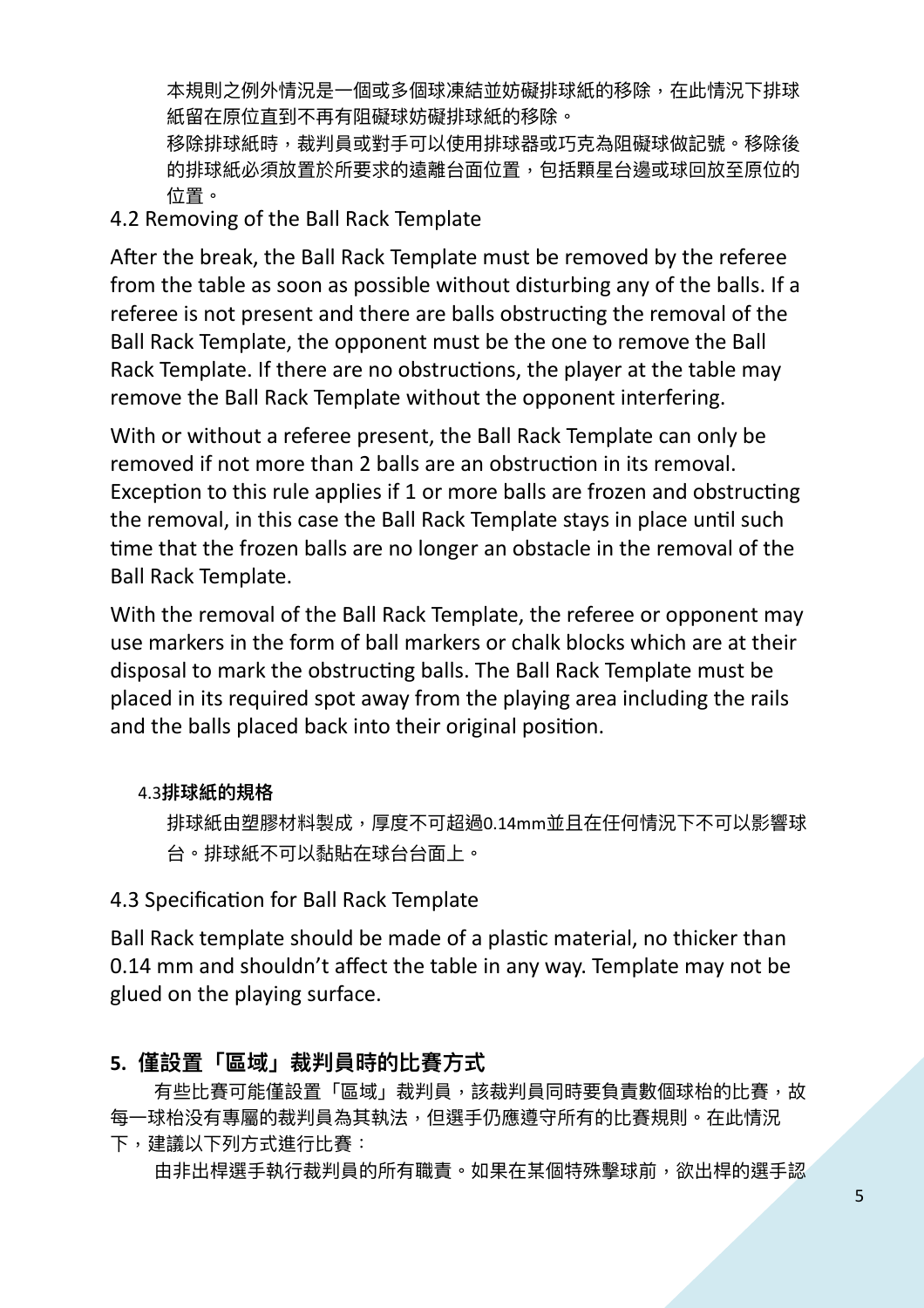本規則之例外情況是一個或多個球凍結並妨礙排球紙的移除，在此情況下排球紙留在原位直到不再有阻礙球妨礙排球紙的移除。

移除排球紙時，裁判員或對手可以使用排球器或巧克為阻礙球做記號。移除後的排球紙必須放置於所要求的遠離台面位置，包括顆星台邊或球回放至原位的位置。

4.2 Removing of the Ball Rack Template

After the break, the Ball Rack Template must be removed by the referee from the table as soon as possible without disturbing any of the balls. If a referee is not present and there are balls obstructing the removal of the Ball Rack Template, the opponent must be the one to remove the Ball Rack Template. If there are no obstructions, the player at the table may remove the Ball Rack Template without the opponent interfering.

With or without a referee present, the Ball Rack Template can only be removed if not more than 2 balls are an obstruction in its removal. Exception to this rule applies if 1 or more balls are frozen and obstructing the removal, in this case the Ball Rack Template stays in place until such time that the frozen balls are no longer an obstacle in the removal of the Ball Rack Template.

With the removal of the Ball Rack Template, the referee or opponent may use markers in the form of ball markers or chalk blocks which are at their disposal to mark the obstructing balls. The Ball Rack Template must be placed in its required spot away from the playing area including the rails and the balls placed back into their original position.

4.3**排球紙的規格**

排球紙由塑膠材料製成，厚度不可超過0.14mm並且在任何情況下不可以影響球台。排球紙不可以黏貼在球台台面上。

4.3 Specification for Ball Rack Template

Ball Rack template should be made of a plastic material, no thicker than 0.14 mm and shouldn't affect the table in any way. Template may not be glued on the playing surface.

## 5. 僅設置「區域」裁判員時的比賽方式

有些比賽可能僅設置「區域」裁判員，該裁判員同時要負責數個球枱的比賽，故每一球枱沒有專屬的裁判員為其執法，但選手仍應遵守所有的比賽規則。在此情況下，建議以下列方式進行比賽：

由非出桿選手執行裁判員的所有職責。如果在某個特殊擊球前，欲出桿的選手認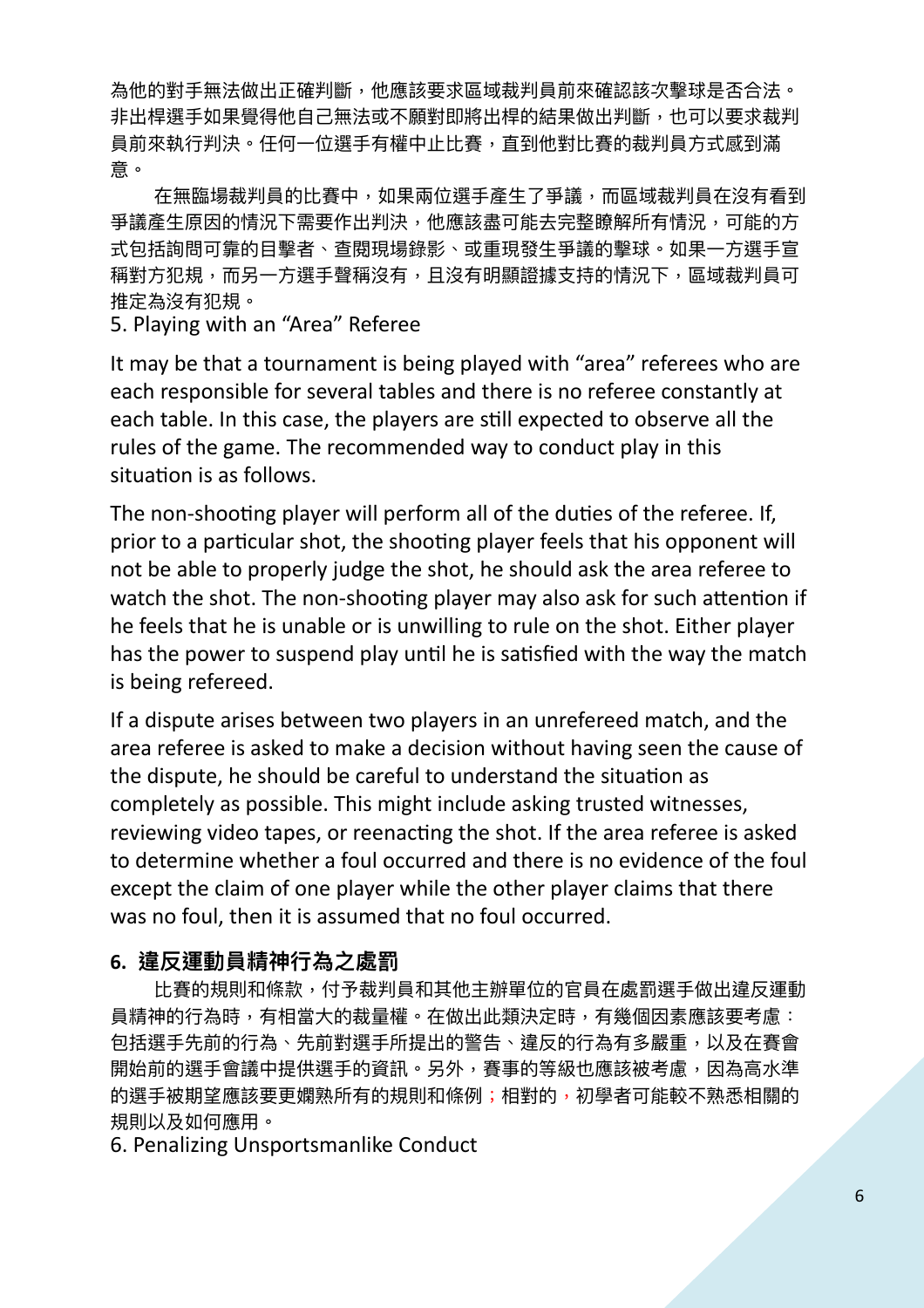為他的對手無法做出正確判斷，他應該要求區域裁判員前來確認該次擊球是否合法。非出桿選手如果覺得他自己無法或不願對即將出桿的結果做出判斷，也可以要求裁判員前來執行判決。任何一位選手有權中止比賽，直到他對比賽的裁判員方式感到滿意。

在無臨場裁判員的比賽中，如果兩位選手產生了爭議，而區域裁判員在沒有看到爭議產生原因的情況下需要作出判決，他應該盡可能去完整瞭解所有情況，可能的方式包括詢問可靠的目擊者、查閱現場錄影、或重現發生爭議的擊球。如果一方選手宣稱對方犯規，而另一方選手聲稱沒有，且沒有明顯證據支持的情況下，區域裁判員可推定為沒有犯規。

5. Playing with an “Area” Referee

It may be that a tournament is being played with “area” referees who are each responsible for several tables and there is no referee constantly at each table. In this case, the players are still expected to observe all the rules of the game. The recommended way to conduct play in this situation is as follows.

The non-shooting player will perform all of the duties of the referee. If, prior to a particular shot, the shooting player feels that his opponent will not be able to properly judge the shot, he should ask the area referee to watch the shot. The non-shooting player may also ask for such attention if he feels that he is unable or is unwilling to rule on the shot. Either player has the power to suspend play until he is satisfied with the way the match is being refereed.

If a dispute arises between two players in an unrefereed match, and the area referee is asked to make a decision without having seen the cause of the dispute, he should be careful to understand the situation as completely as possible. This might include asking trusted witnesses, reviewing video tapes, or reenacting the shot. If the area referee is asked to determine whether a foul occurred and there is no evidence of the foul except the claim of one player while the other player claims that there was no foul, then it is assumed that no foul occurred.

## 6. 違反運動員精神行為之處罰

比賽的規則和條款，付予裁判員和其他主辦單位的官員在處罰選手做出違反運動員精神的行為時，有相當大的裁量權。在做出此類決定時，有幾個因素應該要考慮：包括選手先前的行為、先前對選手所提出的警告、違反的行為有多嚴重，以及在賽會開始前的選手會議中提供選手的資訊。另外，賽事的等級也應該被考慮，因為高水準的選手被期望應該要更嫻熟所有的規則和條例；相對的，初學者可能較不熟悉相關的規則以及如何應用。

6. Penalizing Unsportsmanlike Conduct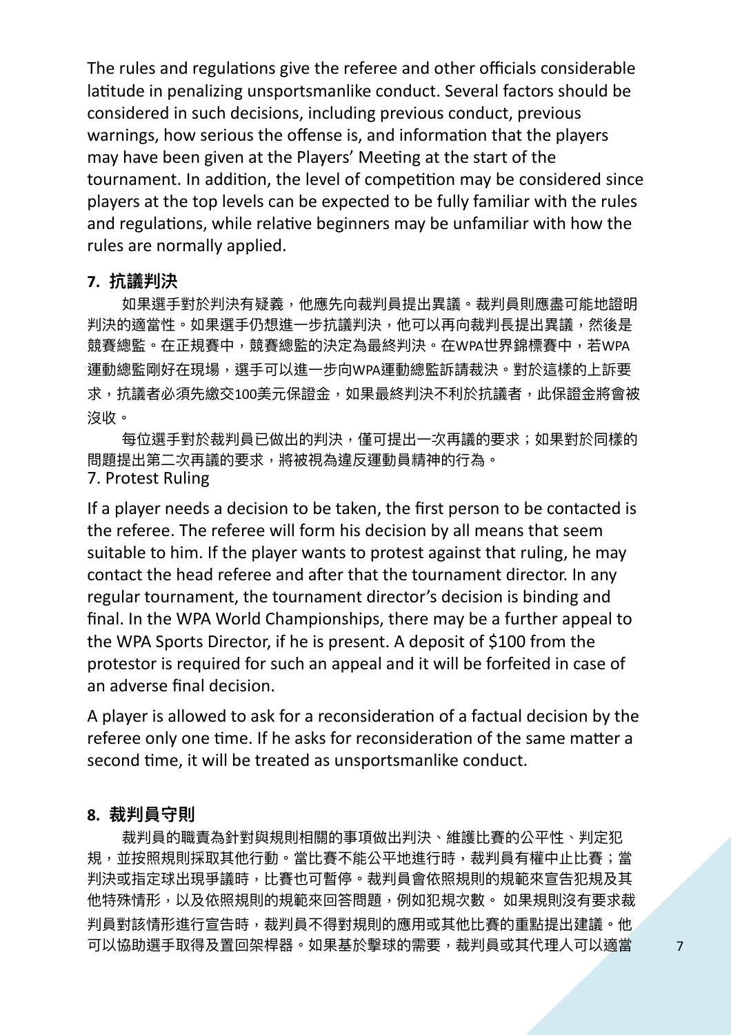The rules and regulations give the referee and other officials considerable latitude in penalizing unsportsmanlike conduct. Several factors should be considered in such decisions, including previous conduct, previous warnings, how serious the offense is, and information that the players may have been given at the Players' Meeting at the start of the tournament. In addition, the level of competition may be considered since players at the top levels can be expected to be fully familiar with the rules and regulations, while relative beginners may be unfamiliar with how the rules are normally applied.

## 7. 抗議判決

如果選手對於判決有疑義，他應先向裁判員提出異議。裁判員則應盡可能地證明判決的適當性。如果選手仍想進一步抗議判決，他可以再向裁判長提出異議，然後是競賽總監。在正規賽中，競賽總監的決定為最終判決。在WPA世界錦標賽中，若WPA運動總監剛好在現場，選手可以進一步向WPA運動總監訴請裁決。對於這樣的上訴要求，抗議者必須先繳交100美元保證金，如果最終判決不利於抗議者，此保證金將會被沒收。

每位選手對於裁判員已做出的判決，僅可提出一次再議的要求；如果對於同樣的問題提出第二次再議的要求，將被視為違反運動員精神的行為。

## 7. Protest Ruling

If a player needs a decision to be taken, the first person to be contacted is the referee. The referee will form his decision by all means that seem suitable to him. If the player wants to protest against that ruling, he may contact the head referee and after that the tournament director. In any regular tournament, the tournament director's decision is binding and final. In the WPA World Championships, there may be a further appeal to the WPA Sports Director, if he is present. A deposit of $100 from the protestor is required for such an appeal and it will be forfeited in case of an adverse final decision.

A player is allowed to ask for a reconsideration of a factual decision by the referee only one time. If he asks for reconsideration of the same matter a second time, it will be treated as unsportsmanlike conduct.

## 8. 裁判員守則

裁判員的職責為針對與規則相關的事項做出判決、維護比賽的公平性、判定犯規，並按照規則採取其他行動。當比賽不能公平地進行時，裁判員有權中止比賽；當判決或指定球出現爭議時，比賽也可暫停。裁判員會依照規則的規範來宣告犯規及其他特殊情形，以及依照規則的規範來回答問題，例如犯規次數。 如果規則沒有要求裁判員對該情形進行宣告時，裁判員不得對規則的應用或其他比賽的重點提出建議。他可以協助選手取得及置回架桿器。如果基於擊球的需要，裁判員或其代理人可以適當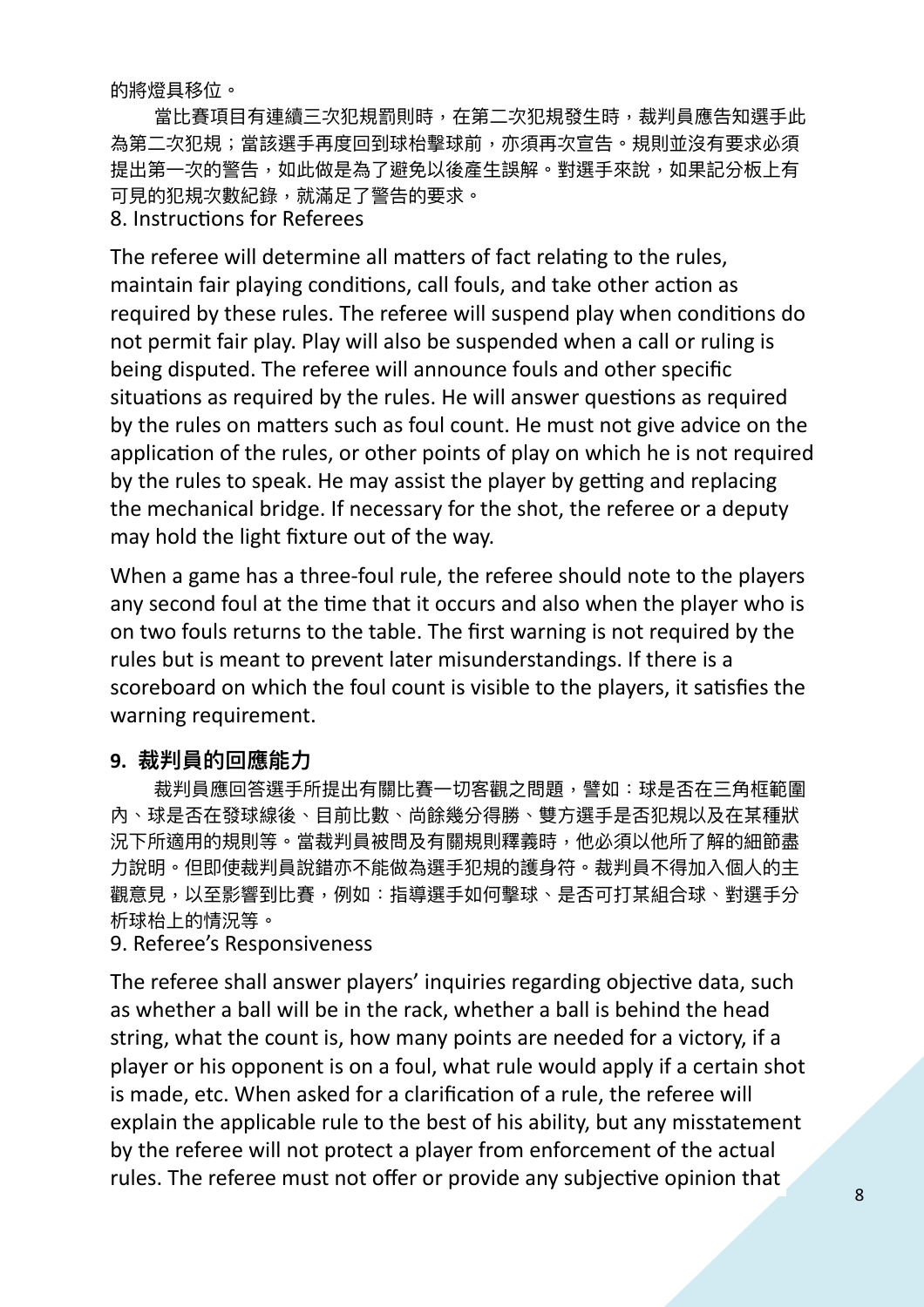的將燈具移位。

當比賽項目有連續三次犯規罰則時，在第二次犯規發生時，裁判員應告知選手此為第二次犯規；當該選手再度回到球枱擊球前，亦須再次宣告。規則並沒有要求必須提出第一次的警告，如此做是為了避免以後產生誤解。對選手來說，如果記分板上有可見的犯規次數紀錄，就滿足了警告的要求。

8. Instructions for Referees

The referee will determine all matters of fact relating to the rules, maintain fair playing conditions, call fouls, and take other action as required by these rules. The referee will suspend play when conditions do not permit fair play. Play will also be suspended when a call or ruling is being disputed. The referee will announce fouls and other specific situations as required by the rules. He will answer questions as required by the rules on matters such as foul count. He must not give advice on the application of the rules, or other points of play on which he is not required by the rules to speak. He may assist the player by getting and replacing the mechanical bridge. If necessary for the shot, the referee or a deputy may hold the light fixture out of the way.

When a game has a three-foul rule, the referee should note to the players any second foul at the time that it occurs and also when the player who is on two fouls returns to the table. The first warning is not required by the rules but is meant to prevent later misunderstandings. If there is a scoreboard on which the foul count is visible to the players, it satisfies the warning requirement.

## 9. 裁判員的回應能力

裁判員應回答選手所提出有關比賽一切客觀之問題，譬如：球是否在三角框範圍內、球是否在發球線後、目前比數、尚餘幾分得勝、雙方選手是否犯規以及在某種狀況下所適用的規則等。當裁判員被問及有關規則釋義時，他必須以他所了解的細節盡力說明。但即使裁判員說錯亦不能做為選手犯規的護身符。裁判員不得加入個人的主觀意見，以至影響到比賽，例如：指導選手如何擊球、是否可打某組合球、對選手分析球枱上的情況等。

9. Referee's Responsiveness

The referee shall answer players' inquiries regarding objective data, such as whether a ball will be in the rack, whether a ball is behind the head string, what the count is, how many points are needed for a victory, if a player or his opponent is on a foul, what rule would apply if a certain shot is made, etc. When asked for a clarification of a rule, the referee will explain the applicable rule to the best of his ability, but any misstatement by the referee will not protect a player from enforcement of the actual rules. The referee must not offer or provide any subjective opinion that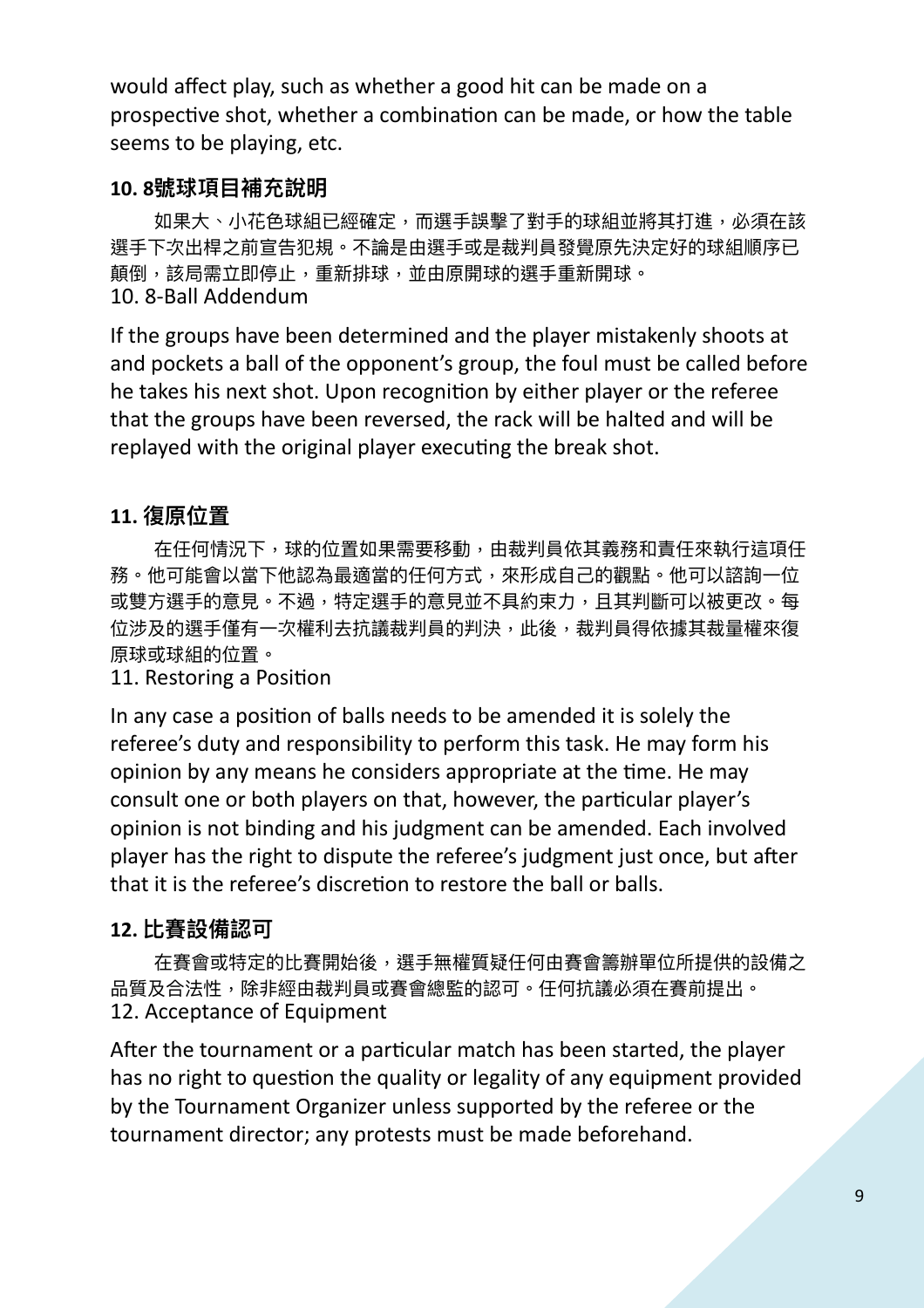would affect play, such as whether a good hit can be made on a prospective shot, whether a combination can be made, or how the table seems to be playing, etc.

### 10. 8號球項目補充說明

如果大、小花色球組已經確定，而選手誤擊了對手的球組並將其打進，必須在該選手下次出桿之前宣告犯規。不論是由選手或是裁判員發覺原先決定好的球組順序已顛倒，該局需立即停止，重新排球，並由原開球的選手重新開球。

10. 8-Ball Addendum

If the groups have been determined and the player mistakenly shoots at and pockets a ball of the opponent's group, the foul must be called before he takes his next shot. Upon recognition by either player or the referee that the groups have been reversed, the rack will be halted and will be replayed with the original player executing the break shot.

### 11. 復原位置

在任何情況下，球的位置如果需要移動，由裁判員依其義務和責任來執行這項任務。他可能會以當下他認為最適當的任何方式，來形成自己的觀點。他可以諮詢一位或雙方選手的意見。不過，特定選手的意見並不具約束力，且其判斷可以被更改。每位涉及的選手僅有一次權利去抗議裁判員的判決，此後，裁判員得依據其裁量權來復原球或球組的位置。

11. Restoring a Position

In any case a position of balls needs to be amended it is solely the referee's duty and responsibility to perform this task. He may form his opinion by any means he considers appropriate at the time. He may consult one or both players on that, however, the particular player's opinion is not binding and his judgment can be amended. Each involved player has the right to dispute the referee's judgment just once, but after that it is the referee's discretion to restore the ball or balls.

### 12. 比賽設備認可

在賽會或特定的比賽開始後，選手無權質疑任何由賽會籌辦單位所提供的設備之品質及合法性，除非經由裁判員或賽會總監的認可。任何抗議必須在賽前提出。

12. Acceptance of Equipment

After the tournament or a particular match has been started, the player has no right to question the quality or legality of any equipment provided by the Tournament Organizer unless supported by the referee or the tournament director; any protests must be made beforehand.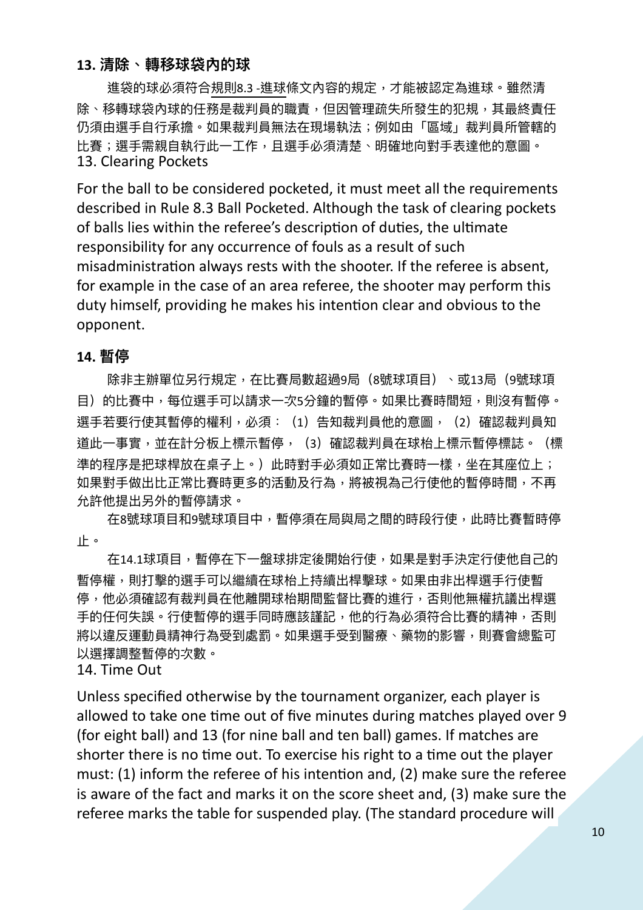### 13. 清除、轉移球袋內的球

進袋的球必須符合規則8.3 -進球條文內容的規定，才能被認定為進球。雖然清除、移轉球袋內球的任務是裁判員的職責，但因管理疏失所發生的犯規，其最終責任仍須由選手自行承擔。如果裁判員無法在現場執法；例如由「區域」裁判員所管轄的比賽；選手需親自執行此一工作，且選手必須清楚、明確地向對手表達他的意圖。

13. Clearing Pockets

For the ball to be considered pocketed, it must meet all the requirements described in Rule 8.3 Ball Pocketed. Although the task of clearing pockets of balls lies within the referee's description of duties, the ultimate responsibility for any occurrence of fouls as a result of such misadministration always rests with the shooter. If the referee is absent, for example in the case of an area referee, the shooter may perform this duty himself, providing he makes his intention clear and obvious to the opponent.

### 14. 暫停

除非主辦單位另行規定，在比賽局數超過9局（8號球項目）、或13局（9號球項目）的比賽中，每位選手可以請求一次5分鐘的暫停。如果比賽時間短，則沒有暫停。選手若要行使其暫停的權利，必須：（1）告知裁判員他的意圖，（2）確認裁判員知道此一事實，並在計分板上標示暫停，（3）確認裁判員在球枱上標示暫停標誌。（標準的程序是把球桿放在桌子上。）此時對手必須如正常比賽時一樣，坐在其座位上；如果對手做出比正常比賽時更多的活動及行為，將被視為己行使他的暫停時間，不再允許他提出另外的暫停請求。

在8號球項目和9號球項目中，暫停須在局與局之間的時段行使，此時比賽暫時停止。

在14.1球項目，暫停在下一盤球排定後開始行使，如果是對手決定行使他自己的暫停權，則打擊的選手可以繼續在球枱上持續出桿擊球。如果由非出桿選手行使暫停，他必須確認有裁判員在他離開球枱期間監督比賽的進行，否則他無權抗議出桿選手的任何失誤。行使暫停的選手同時應該謹記，他的行為必須符合比賽的精神，否則將以違反運動員精神行為受到處罰。如果選手受到醫療、藥物的影響，則賽會總監可以選擇調整暫停的次數。

14. Time Out

Unless specified otherwise by the tournament organizer, each player is allowed to take one time out of five minutes during matches played over 9 (for eight ball) and 13 (for nine ball and ten ball) games. If matches are shorter there is no time out. To exercise his right to a time out the player must: (1) inform the referee of his intention and, (2) make sure the referee is aware of the fact and marks it on the score sheet and, (3) make sure the referee marks the table for suspended play. (The standard procedure will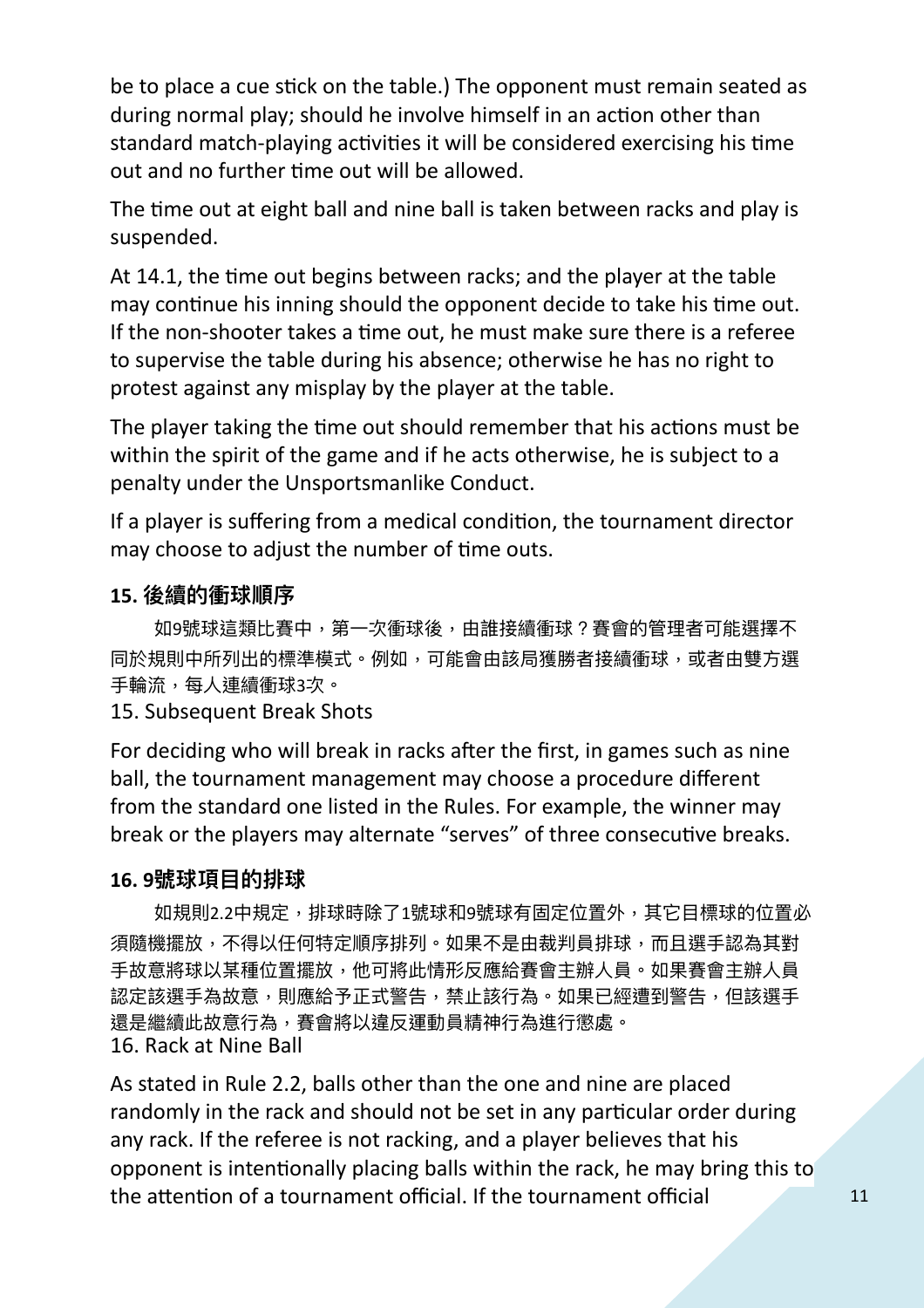be to place a cue stick on the table.) The opponent must remain seated as during normal play; should he involve himself in an action other than standard match-playing activities it will be considered exercising his time out and no further time out will be allowed.

The time out at eight ball and nine ball is taken between racks and play is suspended.

At 14.1, the time out begins between racks; and the player at the table may continue his inning should the opponent decide to take his time out. If the non-shooter takes a time out, he must make sure there is a referee to supervise the table during his absence; otherwise he has no right to protest against any misplay by the player at the table.

The player taking the time out should remember that his actions must be within the spirit of the game and if he acts otherwise, he is subject to a penalty under the Unsportsmanlike Conduct.

If a player is suffering from a medical condition, the tournament director may choose to adjust the number of time outs.

### 15. 後續的衝球順序

如9號球這類比賽中，第一次衝球後，由誰接續衝球？賽會的管理者可能選擇不同於規則中所列出的標準模式。例如，可能會由該局獲勝者接續衝球，或者由雙方選手輪流，每人連續衝球3次。

15. Subsequent Break Shots

For deciding who will break in racks after the first, in games such as nine ball, the tournament management may choose a procedure different from the standard one listed in the Rules. For example, the winner may break or the players may alternate “serves” of three consecutive breaks.

### 16. 9號球項目的排球

如規則2.2中規定，排球時除了1號球和9號球有固定位置外，其它目標球的位置必須隨機擺放，不得以任何特定順序排列。如果不是由裁判員排球，而且選手認為其對手故意將球以某種位置擺放，他可將此情形反應給賽會主辦人員。如果賽會主辦人員認定該選手為故意，則應給予正式警告，禁止該行為。如果已經遭到警告，但該選手還是繼續此故意行為，賽會將以違反運動員精神行為進行懲處。

16. Rack at Nine Ball

As stated in Rule 2.2, balls other than the one and nine are placed randomly in the rack and should not be set in any particular order during any rack. If the referee is not racking, and a player believes that his opponent is intentionally placing balls within the rack, he may bring this to the attention of a tournament official. If the tournament official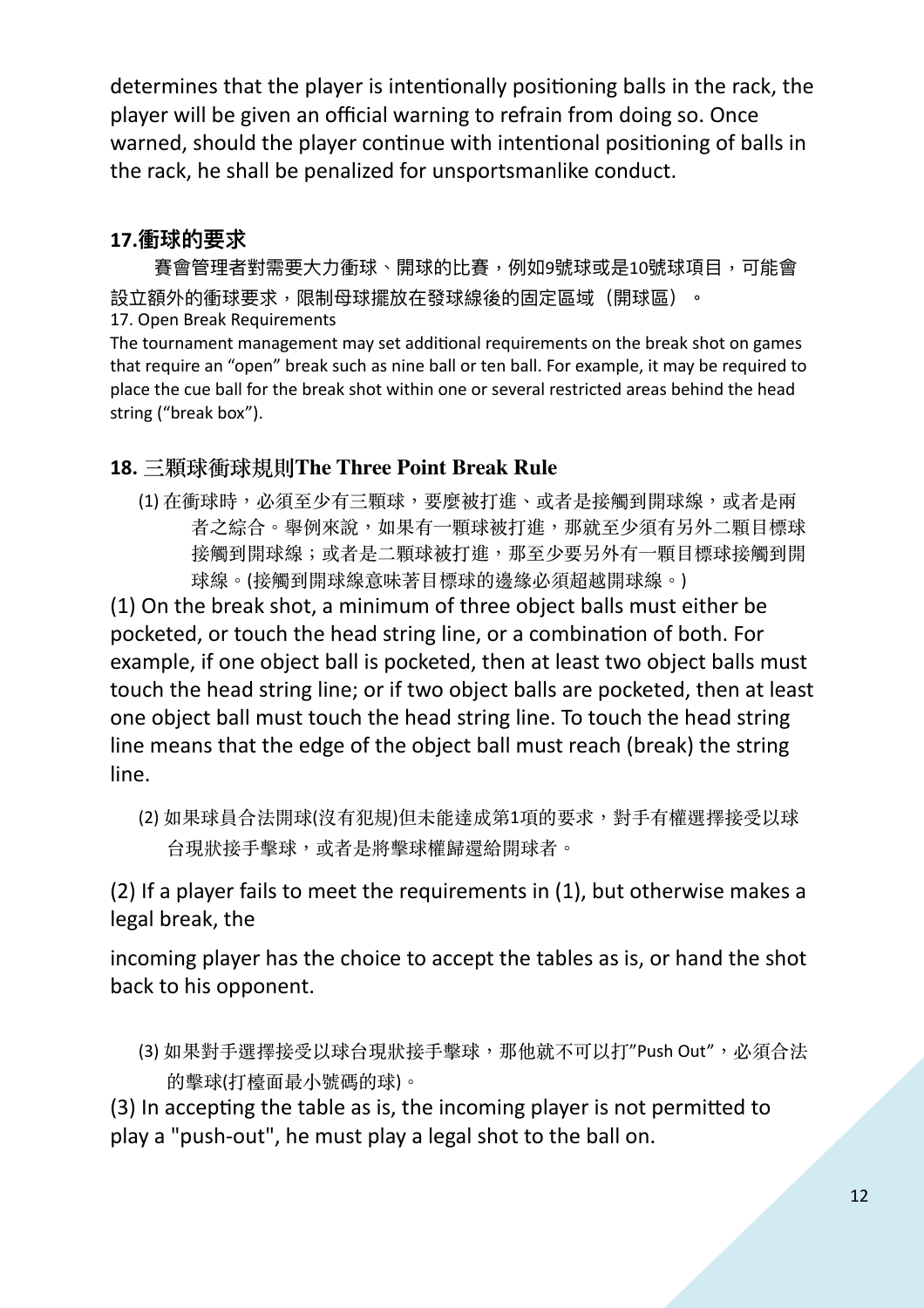determines that the player is intentionally positioning balls in the rack, the player will be given an official warning to refrain from doing so. Once warned, should the player continue with intentional positioning of balls in the rack, he shall be penalized for unsportsmanlike conduct.

## 17.衝球的要求

賽會管理者對需要大力衝球、開球的比賽，例如9號球或是10號球項目，可能會設立額外的衝球要求，限制母球擺放在發球線後的固定區域（開球區）。

17. Open Break Requirements

The tournament management may set additional requirements on the break shot on games that require an “open” break such as nine ball or ten ball. For example, it may be required to place the cue ball for the break shot within one or several restricted areas behind the head string (“break box”).

## 18. 三顆球衝球規則The Three Point Break Rule

(1) 在衝球時，必須至少有三顆球，要麼被打進、或者是接觸到開球線，或者是兩者之綜合。舉例來說，如果有一顆球被打進，那就至少須有另外二顆目標球接觸到開球線；或者是二顆球被打進，那至少要另外有一顆目標球接觸到開球線。(接觸到開球線意味著目標球的邊緣必須超越開球線。)

(1) On the break shot, a minimum of three object balls must either be pocketed, or touch the head string line, or a combination of both. For example, if one object ball is pocketed, then at least two object balls must touch the head string line; or if two object balls are pocketed, then at least one object ball must touch the head string line. To touch the head string line means that the edge of the object ball must reach (break) the string line.

(2) 如果球員合法開球(沒有犯規)但未能達成第1項的要求，對手有權選擇接受以球台現狀接手擊球，或者是將擊球權歸還給開球者。

(2) If a player fails to meet the requirements in (1), but otherwise makes a legal break, the

incoming player has the choice to accept the tables as is, or hand the shot back to his opponent.

(3) 如果對手選擇接受以球台現狀接手擊球，那他就不可以打”Push Out”，必須合法的擊球(打檯面最小號碼的球)。

(3) In accepting the table as is, the incoming player is not permitted to play a "push-out", he must play a legal shot to the ball on.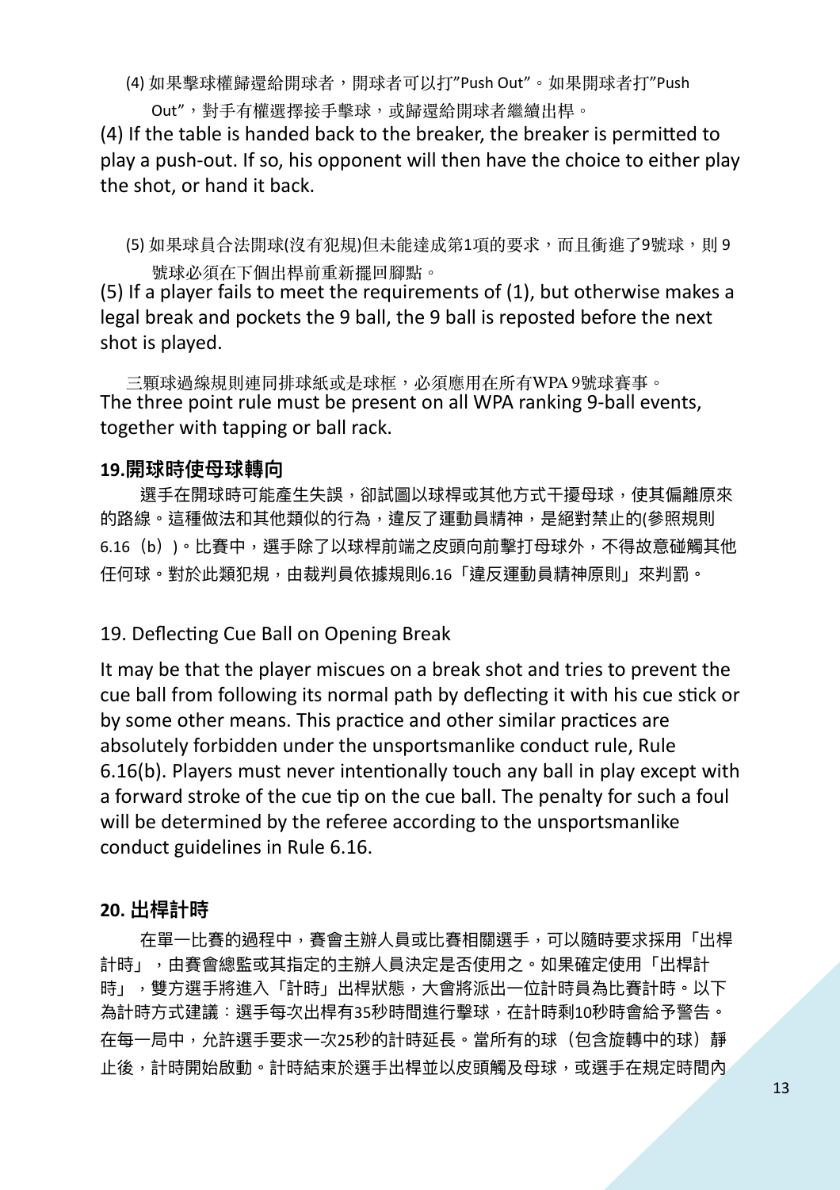(4) 如果擊球權歸還給開球者，開球者可以打"Push Out"。如果開球者打"Push Out"，對手有權選擇接手擊球，或歸還給開球者繼續出桿。

(4) If the table is handed back to the breaker, the breaker is permitted to play a push-out. If so, his opponent will then have the choice to either play the shot, or hand it back.

(5) 如果球員合法開球(沒有犯規)但未能達成第1項的要求，而且衝進了9號球，則 9 號球必須在下個出桿前重新擺回腳點。

(5) If a player fails to meet the requirements of (1), but otherwise makes a legal break and pockets the 9 ball, the 9 ball is reposted before the next shot is played.

三顆球過線規則連同排球紙或是球框，必須應用在所有WPA 9號球賽事。
The three point rule must be present on all WPA ranking 9-ball events, together with tapping or ball rack.

## 19.開球時使母球轉向

選手在開球時可能產生失誤，卻試圖以球桿或其他方式干擾母球，使其偏離原來的路線。這種做法和其他類似的行為，違反了運動員精神，是絕對禁止的(參照規則6.16（b）)。比賽中，選手除了以球桿前端之皮頭向前擊打母球外，不得故意碰觸其他任何球。對於此類犯規，由裁判員依據規則6.16「違反運動員精神原則」來判罰。

19. Deflecting Cue Ball on Opening Break

It may be that the player miscues on a break shot and tries to prevent the cue ball from following its normal path by deflecting it with his cue stick or by some other means. This practice and other similar practices are absolutely forbidden under the unsportsmanlike conduct rule, Rule 6.16(b). Players must never intentionally touch any ball in play except with a forward stroke of the cue tip on the cue ball. The penalty for such a foul will be determined by the referee according to the unsportsmanlike conduct guidelines in Rule 6.16.

## 20. 出桿計時

在單一比賽的過程中，賽會主辦人員或比賽相關選手，可以隨時要求採用「出桿計時」，由賽會總監或其指定的主辦人員決定是否使用之。如果確定使用「出桿計時」，雙方選手將進入「計時」出桿狀態，大會將派出一位計時員為比賽計時。以下為計時方式建議：選手每次出桿有35秒時間進行擊球，在計時剩10秒時會給予警告。在每一局中，允許選手要求一次25秒的計時延長。當所有的球（包含旋轉中的球）靜止後，計時開始啟動。計時結束於選手出桿並以皮頭觸及母球，或選手在規定時間內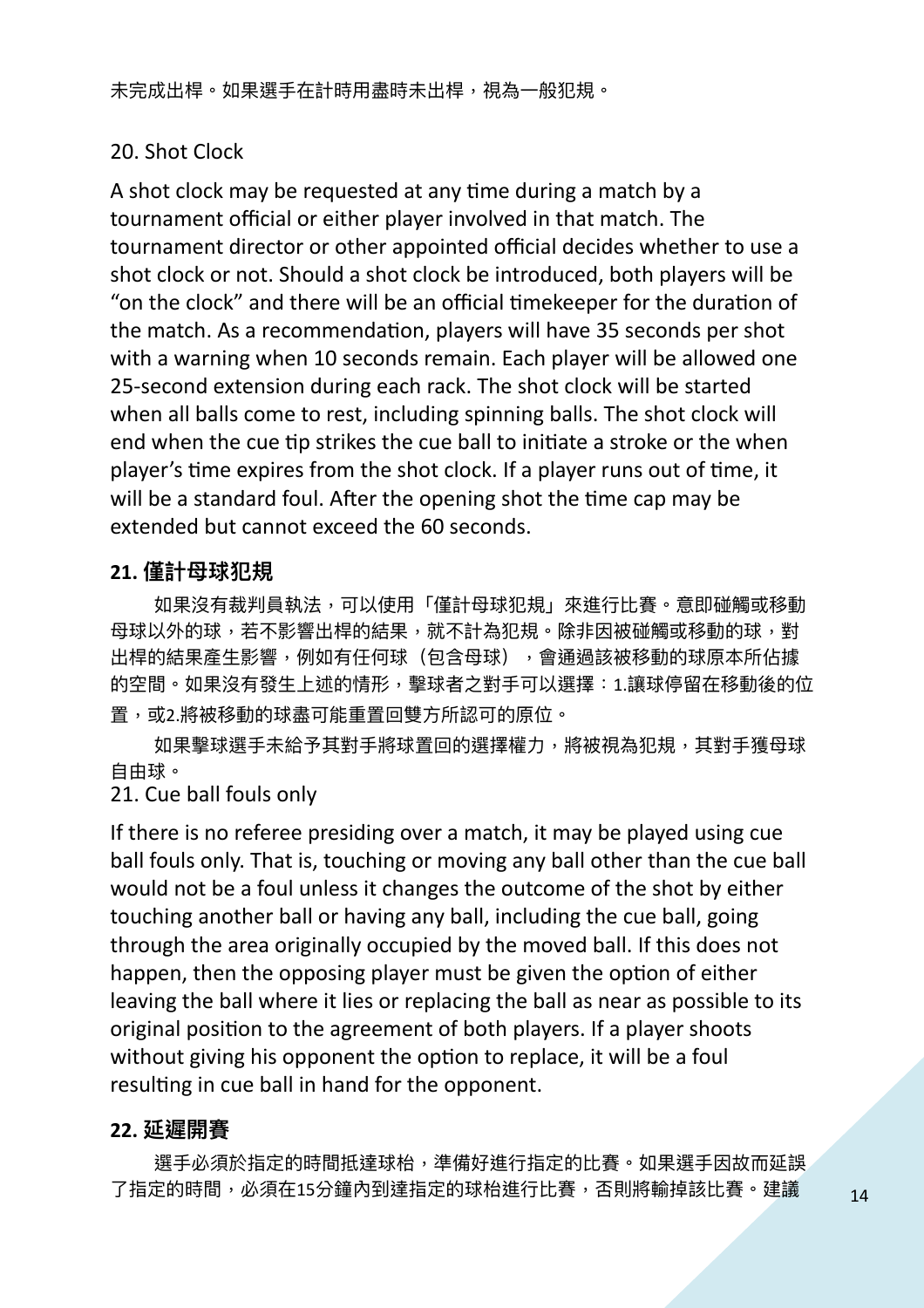未完成出桿。如果選手在計時用盡時未出桿，視為一般犯規。

20. Shot Clock

A shot clock may be requested at any time during a match by a tournament official or either player involved in that match. The tournament director or other appointed official decides whether to use a shot clock or not. Should a shot clock be introduced, both players will be “on the clock” and there will be an official timekeeper for the duration of the match. As a recommendation, players will have 35 seconds per shot with a warning when 10 seconds remain. Each player will be allowed one 25-second extension during each rack. The shot clock will be started when all balls come to rest, including spinning balls. The shot clock will end when the cue tip strikes the cue ball to initiate a stroke or the when player’s time expires from the shot clock. If a player runs out of time, it will be a standard foul. After the opening shot the time cap may be extended but cannot exceed the 60 seconds.

**21. 僅計母球犯規**

如果沒有裁判員執法，可以使用「僅計母球犯規」來進行比賽。意即碰觸或移動母球以外的球，若不影響出桿的結果，就不計為犯規。除非因被碰觸或移動的球，對出桿的結果產生影響，例如有任何球（包含母球），會通過該被移動的球原本所佔據的空間。如果沒有發生上述的情形，擊球者之對手可以選擇：1.讓球停留在移動後的位置，或2.將被移動的球盡可能重置回雙方所認可的原位。

如果擊球選手未給予其對手將球置回的選擇權力，將被視為犯規，其對手獲母球自由球。

21. Cue ball fouls only

If there is no referee presiding over a match, it may be played using cue ball fouls only. That is, touching or moving any ball other than the cue ball would not be a foul unless it changes the outcome of the shot by either touching another ball or having any ball, including the cue ball, going through the area originally occupied by the moved ball. If this does not happen, then the opposing player must be given the option of either leaving the ball where it lies or replacing the ball as near as possible to its original position to the agreement of both players. If a player shoots without giving his opponent the option to replace, it will be a foul resulting in cue ball in hand for the opponent.

**22. 延遲開賽**

選手必須於指定的時間抵達球枱，準備好進行指定的比賽。如果選手因故而延誤了指定的時間，必須在15分鐘內到達指定的球枱進行比賽，否則將輸掉該比賽。建議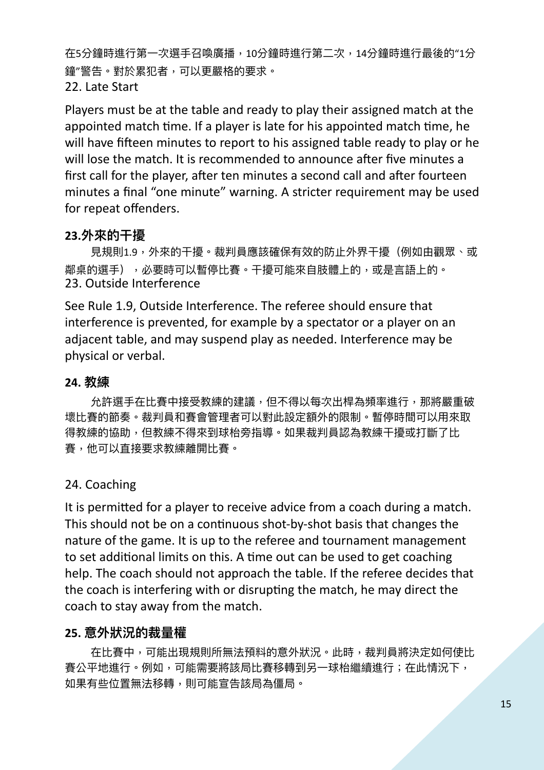在5分鐘時進行第一次選手召喚廣播，10分鐘時進行第二次，14分鐘時進行最後的"1分鐘"警告。對於累犯者，可以更嚴格的要求。

22. Late Start

Players must be at the table and ready to play their assigned match at the appointed match time. If a player is late for his appointed match time, he will have fifteen minutes to report to his assigned table ready to play or he will lose the match. It is recommended to announce after five minutes a first call for the player, after ten minutes a second call and after fourteen minutes a final "one minute" warning. A stricter requirement may be used for repeat offenders.

**23.外來的干擾**

見規則1.9，外來的干擾。裁判員應該確保有效的防止外界干擾（例如由觀眾、或鄰桌的選手），必要時可以暫停比賽。干擾可能來自肢體上的，或是言語上的。

23. Outside Interference

See Rule 1.9, Outside Interference. The referee should ensure that interference is prevented, for example by a spectator or a player on an adjacent table, and may suspend play as needed. Interference may be physical or verbal.

**24. 教練**

允許選手在比賽中接受教練的建議，但不得以每次出桿為頻率進行，那將嚴重破壞比賽的節奏。裁判員和賽會管理者可以對此設定額外的限制。暫停時間可以用來取得教練的協助，但教練不得來到球枱旁指導。如果裁判員認為教練干擾或打斷了比賽，他可以直接要求教練離開比賽。

24. Coaching

It is permitted for a player to receive advice from a coach during a match. This should not be on a continuous shot-by-shot basis that changes the nature of the game. It is up to the referee and tournament management to set additional limits on this. A time out can be used to get coaching help. The coach should not approach the table. If the referee decides that the coach is interfering with or disrupting the match, he may direct the coach to stay away from the match.

**25. 意外狀況的裁量權**

在比賽中，可能出現規則所無法預料的意外狀況。此時，裁判員將決定如何使比賽公平地進行。例如，可能需要將該局比賽移轉到另一球枱繼續進行；在此情況下，如果有些位置無法移轉，則可能宣告該局為僵局。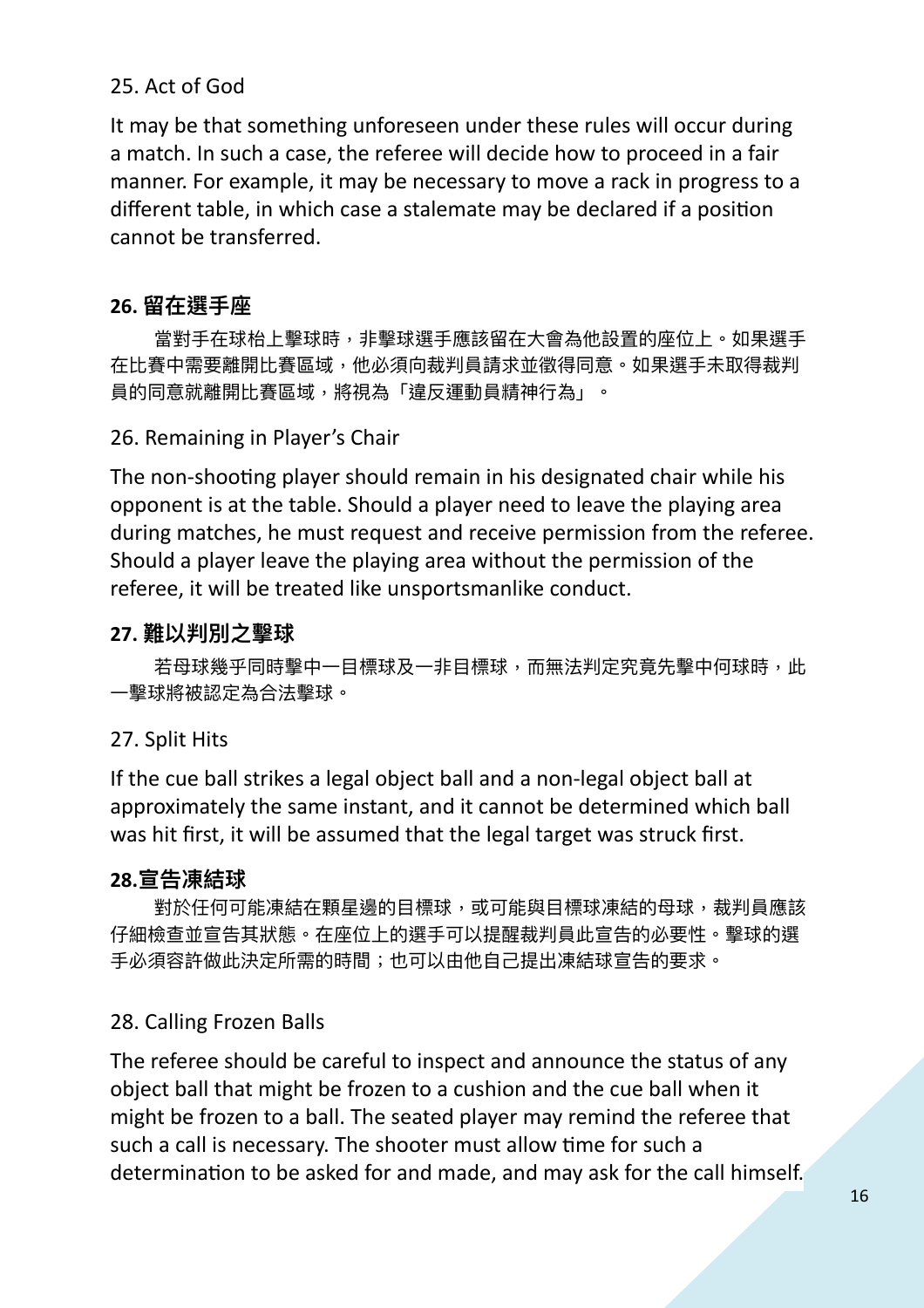25. Act of God

It may be that something unforeseen under these rules will occur during a match. In such a case, the referee will decide how to proceed in a fair manner. For example, it may be necessary to move a rack in progress to a different table, in which case a stalemate may be declared if a position cannot be transferred.

## 26. 留在選手座

當對手在球枱上擊球時，非擊球選手應該留在大會為他設置的座位上。如果選手在比賽中需要離開比賽區域，他必須向裁判員請求並徵得同意。如果選手未取得裁判員的同意就離開比賽區域，將視為「違反運動員精神行為」。

26. Remaining in Player's Chair

The non-shooting player should remain in his designated chair while his opponent is at the table. Should a player need to leave the playing area during matches, he must request and receive permission from the referee. Should a player leave the playing area without the permission of the referee, it will be treated like unsportsmanlike conduct.

## 27. 難以判別之擊球

若母球幾乎同時擊中一目標球及一非目標球，而無法判定究竟先擊中何球時，此一擊球將被認定為合法擊球。

27. Split Hits

If the cue ball strikes a legal object ball and a non-legal object ball at approximately the same instant, and it cannot be determined which ball was hit first, it will be assumed that the legal target was struck first.

## 28.宣告凍結球

對於任何可能凍結在顆星邊的目標球，或可能與目標球凍結的母球，裁判員應該仔細檢查並宣告其狀態。在座位上的選手可以提醒裁判員此宣告的必要性。擊球的選手必須容許做此決定所需的時間；也可以由他自己提出凍結球宣告的要求。

28. Calling Frozen Balls

The referee should be careful to inspect and announce the status of any object ball that might be frozen to a cushion and the cue ball when it might be frozen to a ball. The seated player may remind the referee that such a call is necessary. The shooter must allow time for such a determination to be asked for and made, and may ask for the call himself.